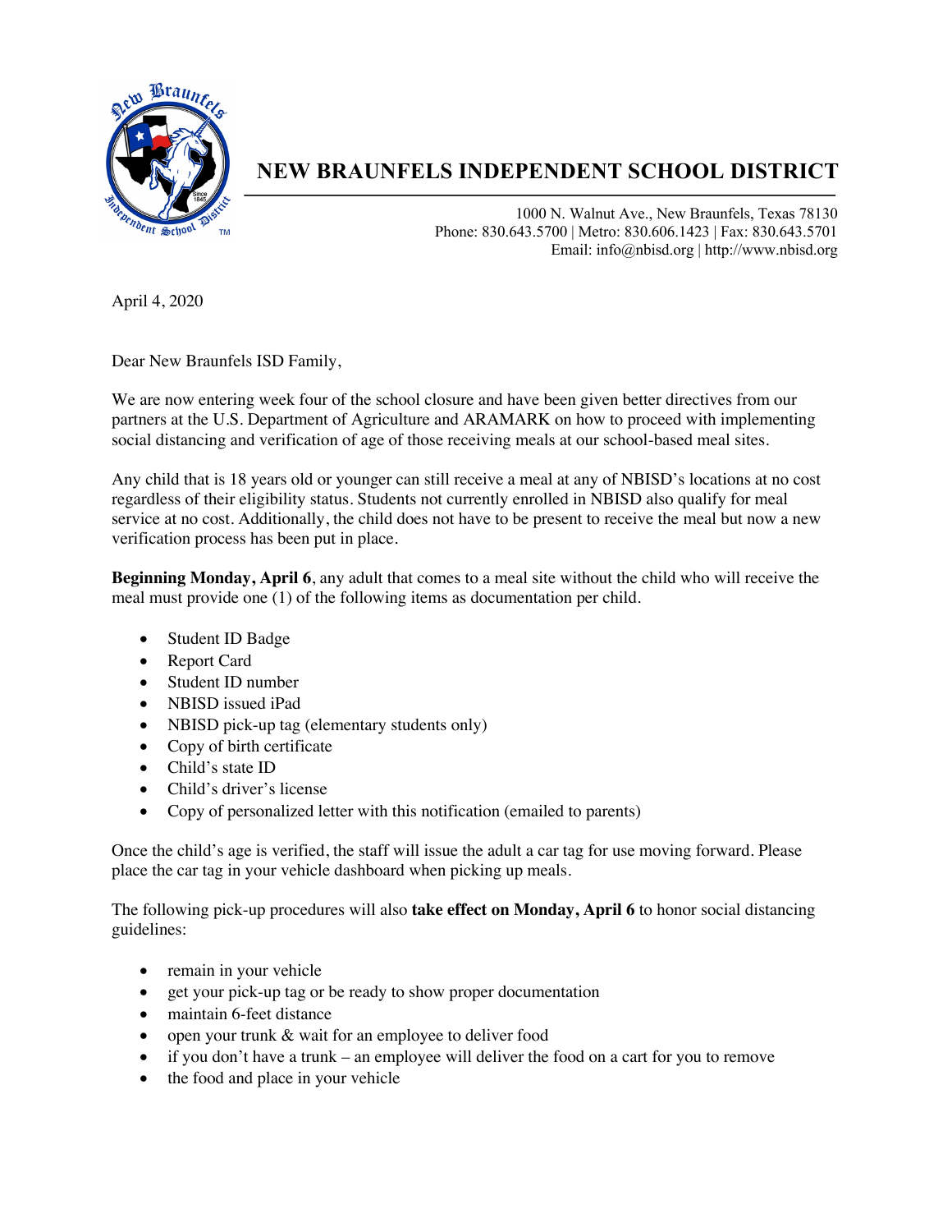# NEW BRAUNFELS INDEPENDENT SCHOOL DISTRICT

1000 N. Walnut Ave., New Braunfels, Texas 78130
Phone: 830.643.5700 | Metro: 830.606.1423 | Fax: 830.643.5701
Email: info@nbisd.org | http://www.nbisd.org

April 4, 2020

Dear New Braunfels ISD Family,

We are now entering week four of the school closure and have been given better directives from our partners at the U.S. Department of Agriculture and ARAMARK on how to proceed with implementing social distancing and verification of age of those receiving meals at our school-based meal sites.

Any child that is 18 years old or younger can still receive a meal at any of NBISD's locations at no cost regardless of their eligibility status. Students not currently enrolled in NBISD also qualify for meal service at no cost. Additionally, the child does not have to be present to receive the meal but now a new verification process has been put in place.

**Beginning Monday, April 6**, any adult that comes to a meal site without the child who will receive the meal must provide one (1) of the following items as documentation per child.

- Student ID Badge
- Report Card
- Student ID number
- NBISD issued iPad
- NBISD pick-up tag (elementary students only)
- Copy of birth certificate
- Child's state ID
- Child's driver's license
- Copy of personalized letter with this notification (emailed to parents)

Once the child's age is verified, the staff will issue the adult a car tag for use moving forward. Please place the car tag in your vehicle dashboard when picking up meals.

The following pick-up procedures will also **take effect on Monday, April 6** to honor social distancing guidelines:

- remain in your vehicle
- get your pick-up tag or be ready to show proper documentation
- maintain 6-feet distance
- open your trunk & wait for an employee to deliver food
- if you don't have a trunk – an employee will deliver the food on a cart for you to remove
- the food and place in your vehicle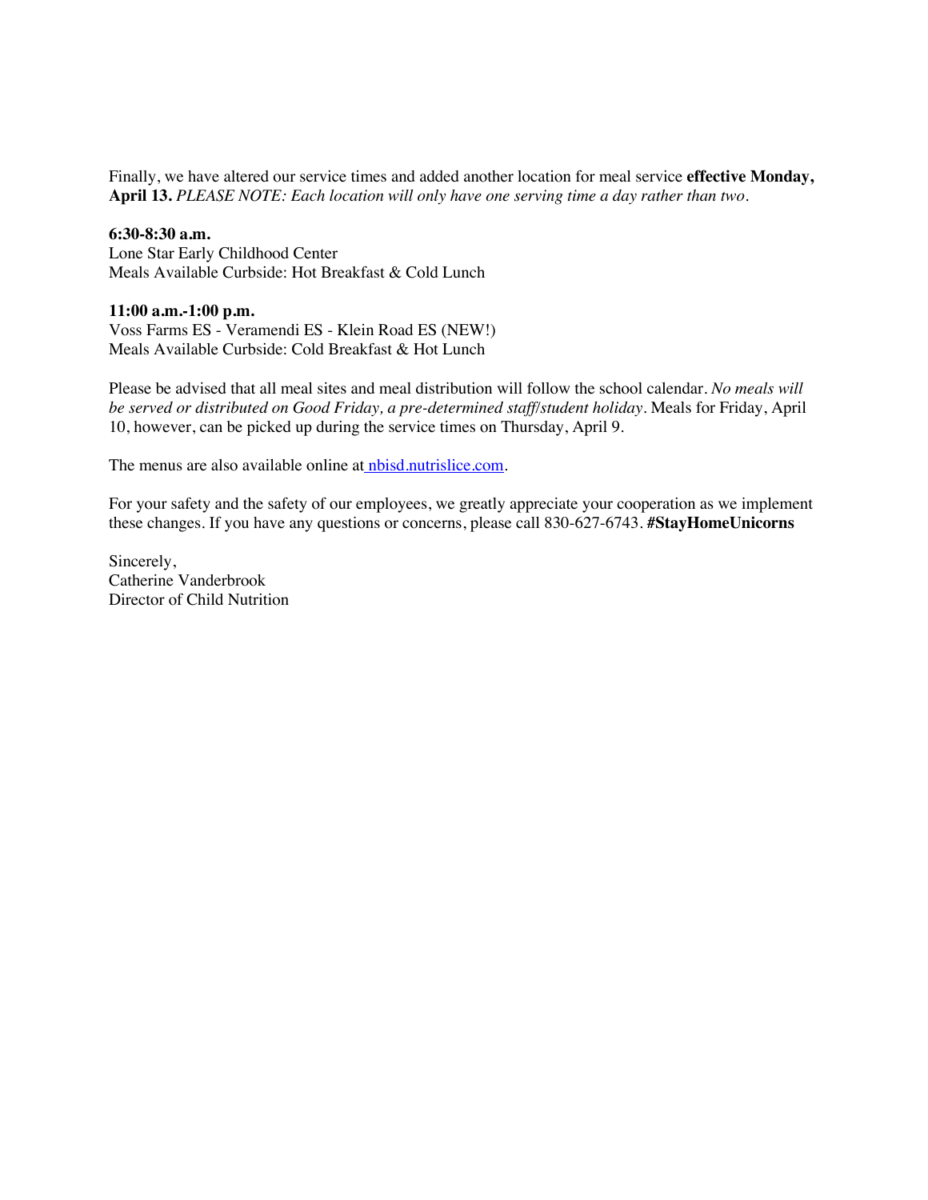Finally, we have altered our service times and added another location for meal service **effective Monday, April 13.** *PLEASE NOTE: Each location will only have one serving time a day rather than two.*

**6:30-8:30 a.m.**
Lone Star Early Childhood Center
Meals Available Curbside: Hot Breakfast & Cold Lunch

**11:00 a.m.-1:00 p.m.**
Voss Farms ES - Veramendi ES - Klein Road ES (NEW!)
Meals Available Curbside: Cold Breakfast & Hot Lunch

Please be advised that all meal sites and meal distribution will follow the school calendar. *No meals will be served or distributed on Good Friday, a pre-determined staff/student holiday*. Meals for Friday, April 10, however, can be picked up during the service times on Thursday, April 9.

The menus are also available online at [nbisd.nutrislice.com](nbisd.nutrislice.com).

For your safety and the safety of our employees, we greatly appreciate your cooperation as we implement these changes. If you have any questions or concerns, please call 830-627-6743. **#StayHomeUnicorns**

Sincerely,
Catherine Vanderbrook
Director of Child Nutrition